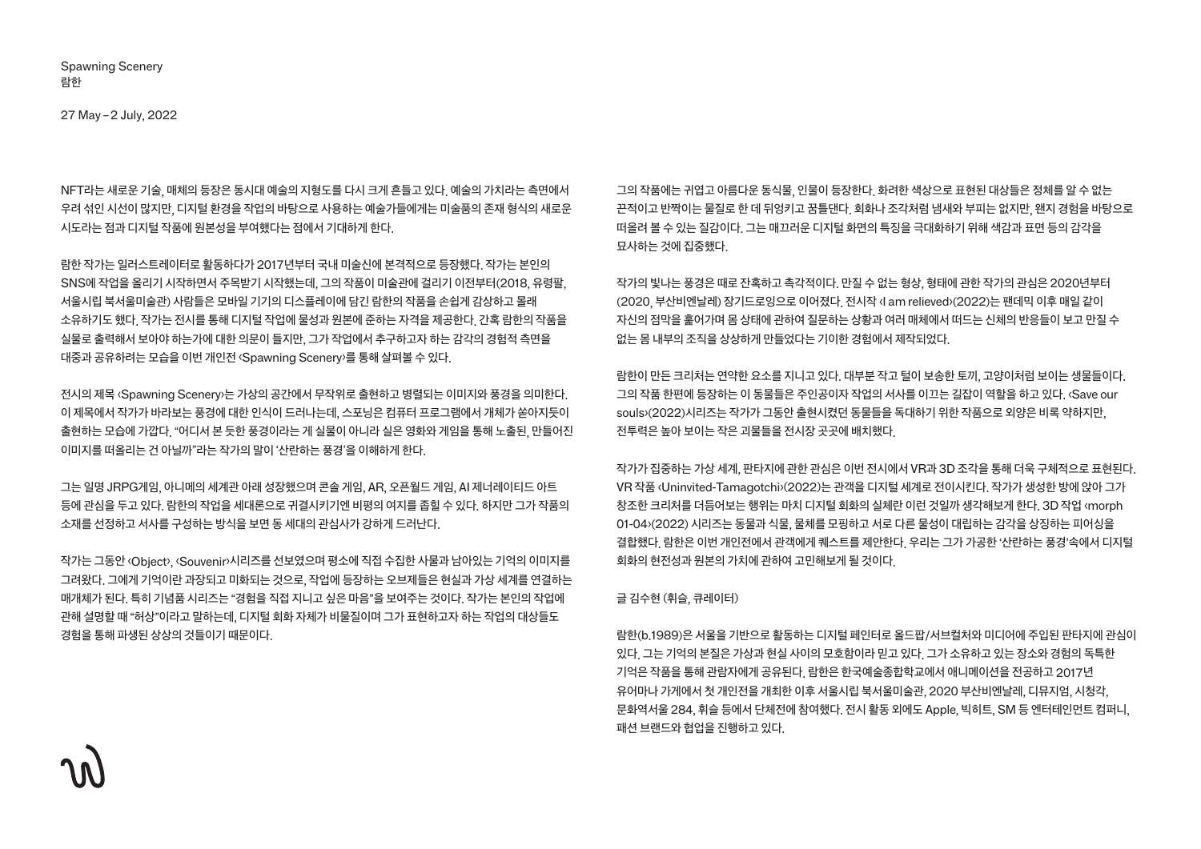# Spawning Scenery
람한

27 May – 2 July, 2022

NFT라는 새로운 기술, 매체의 등장은 동시대 예술의 지형도를 다시 크게 흔들고 있다. 예술의 가치라는 측면에서 우려 섞인 시선이 많지만, 디지털 환경을 작업의 바탕으로 사용하는 예술가들에게는 미술품의 존재 형식의 새로운 시도라는 점과 디지털 작품에 원본성을 부여했다는 점에서 기대하게 한다.

람한 작가는 일러스트레이터로 활동하다가 2017년부터 국내 미술신에 본격적으로 등장했다. 작가는 본인의 SNS에 작업을 올리기 시작하면서 주목받기 시작했는데, 그의 작품이 미술관에 걸리기 이전부터(2018, 유령팔, 서울시립 북서울미술관) 사람들은 모바일 기기의 디스플레이에 담긴 람한의 작품을 손쉽게 감상하고 몰래 소유하기도 했다. 작가는 전시를 통해 디지털 작업에 물성과 원본에 준하는 자격을 제공한다. 간혹 람한의 작품을 실물로 출력해서 보아야 하는가에 대한 의문이 들지만, 그가 작업에서 추구하고자 하는 감각의 경험적 측면을 대중과 공유하려는 모습을 이번 개인전 ‹Spawning Scenery›를 통해 살펴볼 수 있다.

전시의 제목 ‹Spawning Scenery›는 가상의 공간에서 무작위로 출현하고 병렬되는 이미지와 풍경을 의미한다. 이 제목에서 작가가 바라보는 풍경에 대한 인식이 드러나는데, 스포닝은 컴퓨터 프로그램에서 개체가 쏟아지듯이 출현하는 모습에 가깝다. “어디서 본 듯한 풍경이라는 게 실물이 아니라 실은 영화와 게임을 통해 노출된, 만들어진 이미지를 떠올리는 건 아닐까”라는 작가의 말이 ‘산란하는 풍경’을 이해하게 한다.

그는 일명 JRPG게임, 아니메의 세계관 아래 성장했으며 콘솔 게임, AR, 오픈월드 게임, AI 제너레이티드 아트 등에 관심을 두고 있다. 람한의 작업을 세대론으로 귀결시키기엔 비평의 여지를 좁힐 수 있다. 하지만 그가 작품의 소재를 선정하고 서사를 구성하는 방식을 보면 동 세대의 관심사가 강하게 드러난다.

작가는 그동안 ‹Object›, ‹Souvenir›시리즈를 선보였으며 평소에 직접 수집한 사물과 남아있는 기억의 이미지를 그려왔다. 그에게 기억이란 과장되고 미화되는 것으로, 작업에 등장하는 오브제들은 현실과 가상 세계를 연결하는 매개체가 된다. 특히 기념품 시리즈는 “경험을 직접 지니고 싶은 마음”을 보여주는 것이다. 작가는 본인의 작업에 관해 설명할 때 “허상”이라고 말하는데, 디지털 회화 자체가 비물질이며 그가 표현하고자 하는 작업의 대상들도 경험을 통해 파생된 상상의 것들이기 때문이다.

그의 작품에는 귀엽고 아름다운 동식물, 인물이 등장한다. 화려한 색상으로 표현된 대상들은 정체를 알 수 없는 끈적이고 반짝이는 물질로 한 데 뒤엉키고 꿈틀댄다. 회화나 조각처럼 냄새와 부피는 없지만, 왠지 경험을 바탕으로 떠올려 볼 수 있는 질감이다. 그는 매끄러운 디지털 화면의 특징을 극대화하기 위해 색감과 표면 등의 감각을 묘사하는 것에 집중했다.

작가의 빛나는 풍경은 때로 잔혹하고 촉각적이다. 만질 수 없는 형상, 형태에 관한 작가의 관심은 2020년부터 (2020, 부산비엔날레) 장기드로잉으로 이어졌다. 전시작 ‹I am relieved›(2022)는 팬데믹 이후 매일 같이 자신의 점막을 훑어가며 몸 상태에 관하여 질문하는 상황과 여러 매체에서 떠드는 신체의 반응들이 보고 만질 수 없는 몸 내부의 조직을 상상하게 만들었다는 기이한 경험에서 제작되었다.

람한이 만든 크리처는 연약한 요소를 지니고 있다. 대부분 작고 털이 보송한 토끼, 고양이처럼 보이는 생물들이다. 그의 작품 한편에 등장하는 이 동물들은 주인공이자 작업의 서사를 이끄는 길잡이 역할을 하고 있다. ‹Save our souls›(2022)시리즈는 작가가 그동안 출현시켰던 동물들을 독대하기 위한 작품으로 외양은 비록 약하지만, 전투력은 높아 보이는 작은 괴물들을 전시장 곳곳에 배치했다.

작가가 집중하는 가상 세계, 판타지에 관한 관심은 이번 전시에서 VR과 3D 조각을 통해 더욱 구체적으로 표현된다. VR 작품 ‹Uninvited-Tamagotchi›(2022)는 관객을 디지털 세계로 전이시킨다. 작가가 생성한 방에 앉아 그가 창조한 크리처를 더듬어보는 행위는 마치 디지털 회화의 실체란 이런 것일까 생각해보게 한다. 3D 작업 ‹morph 01-04›(2022) 시리즈는 동물과 식물, 물체를 모핑하고 서로 다른 물성이 대립하는 감각을 상징하는 피어싱을 결합했다. 람한은 이번 개인전에서 관객에게 퀘스트를 제안한다. 우리는 그가 가공한 ‘산란하는 풍경’속에서 디지털 회화의 현전성과 원본의 가치에 관하여 고민해보게 될 것이다.

글 김수현 (휘슬, 큐레이터)

람한(b.1989)은 서울을 기반으로 활동하는 디지털 페인터로 올드팝/서브컬처와 미디어에 주입된 판타지에 관심이 있다. 그는 기억의 본질은 가상과 현실 사이의 모호함이라 믿고 있다. 그가 소유하고 있는 장소와 경험의 독특한 기억은 작품을 통해 관람자에게 공유된다. 람한은 한국예술종합학교에서 애니메이션을 전공하고 2017년 유어마나 가게에서 첫 개인전을 개최한 이후 서울시립 북서울미술관, 2020 부산비엔날레, 디뮤지엄, 시청각, 문화역서울 284, 휘슬 등에서 단체전에 참여했다. 전시 활동 외에도 Apple, 빅히트, SM 등 엔터테인먼트 컴퍼니, 패션 브랜드와 협업을 진행하고 있다.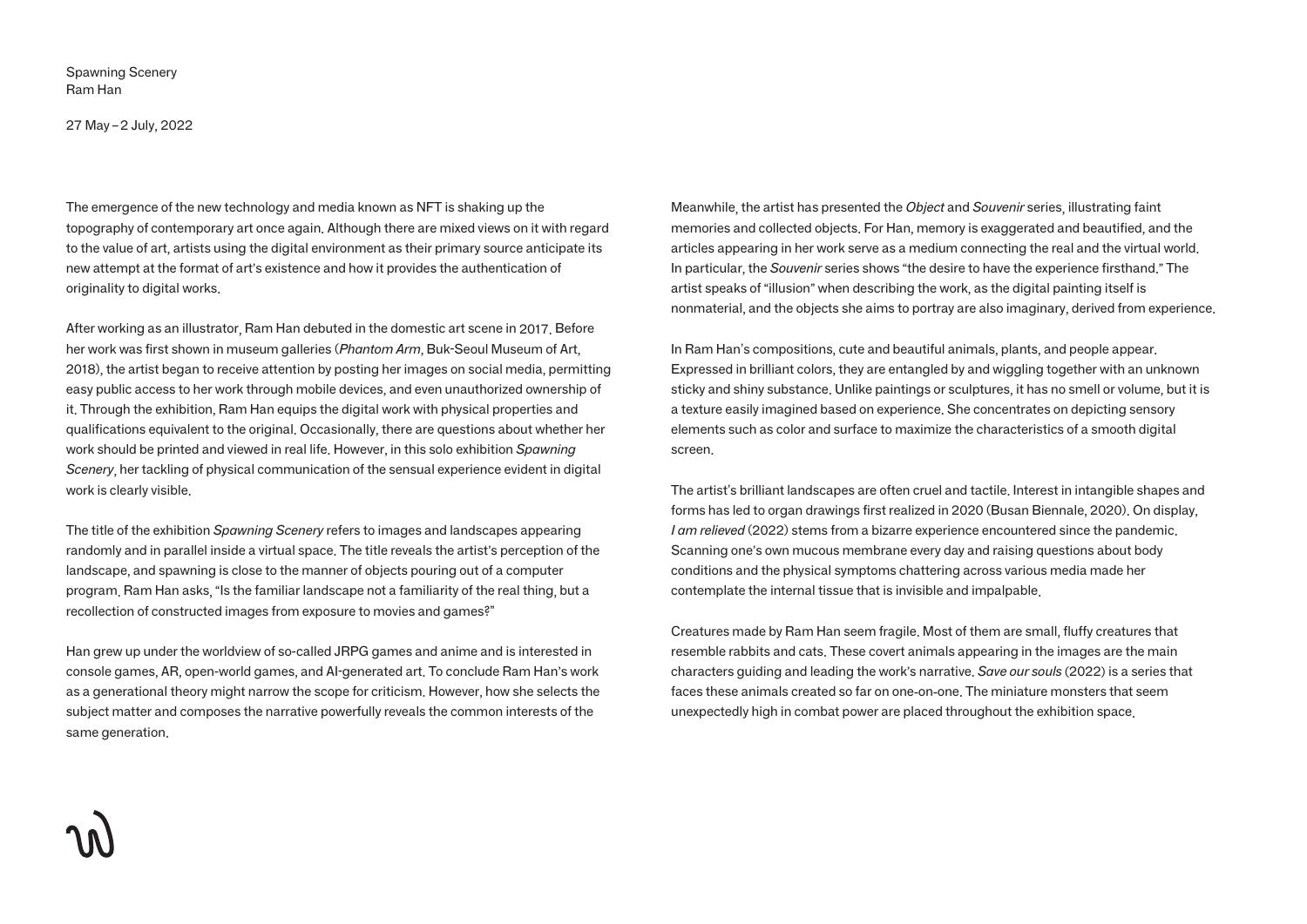Spawning Scenery
Ram Han

27 May – 2 July, 2022

The emergence of the new technology and media known as NFT is shaking up the topography of contemporary art once again. Although there are mixed views on it with regard to the value of art, artists using the digital environment as their primary source anticipate its new attempt at the format of art's existence and how it provides the authentication of originality to digital works.

After working as an illustrator, Ram Han debuted in the domestic art scene in 2017. Before her work was first shown in museum galleries (*Phantom Arm*, Buk-Seoul Museum of Art, 2018), the artist began to receive attention by posting her images on social media, permitting easy public access to her work through mobile devices, and even unauthorized ownership of it. Through the exhibition, Ram Han equips the digital work with physical properties and qualifications equivalent to the original. Occasionally, there are questions about whether her work should be printed and viewed in real life. However, in this solo exhibition *Spawning Scenery*, her tackling of physical communication of the sensual experience evident in digital work is clearly visible.

The title of the exhibition *Spawning Scenery* refers to images and landscapes appearing randomly and in parallel inside a virtual space. The title reveals the artist's perception of the landscape, and spawning is close to the manner of objects pouring out of a computer program. Ram Han asks, "Is the familiar landscape not a familiarity of the real thing, but a recollection of constructed images from exposure to movies and games?"

Han grew up under the worldview of so-called JRPG games and anime and is interested in console games, AR, open-world games, and AI-generated art. To conclude Ram Han's work as a generational theory might narrow the scope for criticism. However, how she selects the subject matter and composes the narrative powerfully reveals the common interests of the same generation.

Meanwhile, the artist has presented the *Object* and *Souvenir* series, illustrating faint memories and collected objects. For Han, memory is exaggerated and beautified, and the articles appearing in her work serve as a medium connecting the real and the virtual world. In particular, the *Souvenir* series shows "the desire to have the experience firsthand." The artist speaks of "illusion" when describing the work, as the digital painting itself is nonmaterial, and the objects she aims to portray are also imaginary, derived from experience.

In Ram Han's compositions, cute and beautiful animals, plants, and people appear. Expressed in brilliant colors, they are entangled by and wiggling together with an unknown sticky and shiny substance. Unlike paintings or sculptures, it has no smell or volume, but it is a texture easily imagined based on experience. She concentrates on depicting sensory elements such as color and surface to maximize the characteristics of a smooth digital screen.

The artist's brilliant landscapes are often cruel and tactile. Interest in intangible shapes and forms has led to organ drawings first realized in 2020 (Busan Biennale, 2020). On display, *I am relieved* (2022) stems from a bizarre experience encountered since the pandemic. Scanning one's own mucous membrane every day and raising questions about body conditions and the physical symptoms chattering across various media made her contemplate the internal tissue that is invisible and impalpable.

Creatures made by Ram Han seem fragile. Most of them are small, fluffy creatures that resemble rabbits and cats. These covert animals appearing in the images are the main characters guiding and leading the work's narrative. *Save our souls* (2022) is a series that faces these animals created so far on one-on-one. The miniature monsters that seem unexpectedly high in combat power are placed throughout the exhibition space.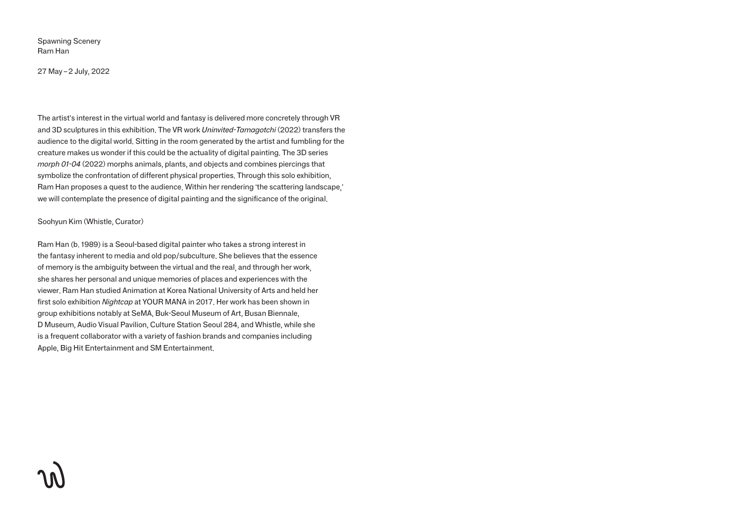Spawning Scenery
Ram Han

27 May – 2 July, 2022

The artist's interest in the virtual world and fantasy is delivered more concretely through VR and 3D sculptures in this exhibition. The VR work *Uninvited-Tamagotchi* (2022) transfers the audience to the digital world. Sitting in the room generated by the artist and fumbling for the creature makes us wonder if this could be the actuality of digital painting. The 3D series *morph 01-04* (2022) morphs animals, plants, and objects and combines piercings that symbolize the confrontation of different physical properties. Through this solo exhibition, Ram Han proposes a quest to the audience. Within her rendering 'the scattering landscape,' we will contemplate the presence of digital painting and the significance of the original.

Soohyun Kim (Whistle, Curator)

Ram Han (b. 1989) is a Seoul-based digital painter who takes a strong interest in the fantasy inherent to media and old pop/subculture. She believes that the essence of memory is the ambiguity between the virtual and the real, and through her work, she shares her personal and unique memories of places and experiences with the viewer. Ram Han studied Animation at Korea National University of Arts and held her first solo exhibition *Nightcap* at YOUR MANA in 2017. Her work has been shown in group exhibitions notably at SeMA, Buk-Seoul Museum of Art, Busan Biennale, D Museum, Audio Visual Pavilion, Culture Station Seoul 284, and Whistle, while she is a frequent collaborator with a variety of fashion brands and companies including Apple, Big Hit Entertainment and SM Entertainment.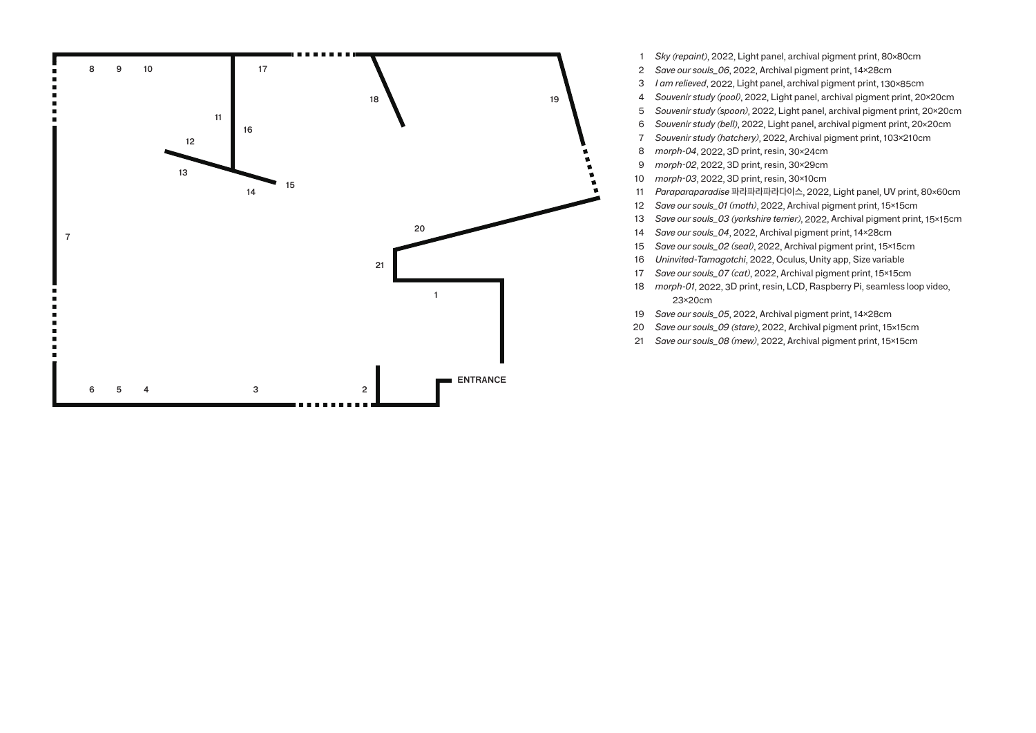ENTRANCE

1 *Sky (repaint)*, 2022, Light panel, archival pigment print, 80×80cm
2 *Save our souls_06*, 2022, Archival pigment print, 14×28cm
3 *I am relieved*, 2022, Light panel, archival pigment print, 130×85cm
4 *Souvenir study (pool)*, 2022, Light panel, archival pigment print, 20×20cm
5 *Souvenir study (spoon)*, 2022, Light panel, archival pigment print, 20×20cm
6 *Souvenir study (bell)*, 2022, Light panel, archival pigment print, 20×20cm
7 *Souvenir study (hatchery)*, 2022, Archival pigment print, 103×210cm
8 *morph-04*, 2022, 3D print, resin, 30×24cm
9 *morph-02*, 2022, 3D print, resin, 30×29cm
10 *morph-03*, 2022, 3D print, resin, 30×10cm
11 *Paraparaparadise* 파라파라파라다이스, 2022, Light panel, UV print, 80×60cm
12 *Save our souls_01 (moth)*, 2022, Archival pigment print, 15×15cm
13 *Save our souls_03 (yorkshire terrier)*, 2022, Archival pigment print, 15×15cm
14 *Save our souls_04*, 2022, Archival pigment print, 14×28cm
15 *Save our souls_02 (seal)*, 2022, Archival pigment print, 15×15cm
16 *Uninvited-Tamagotchi*, 2022, Oculus, Unity app, Size variable
17 *Save our souls_07 (cat)*, 2022, Archival pigment print, 15×15cm
18 *morph-01*, 2022, 3D print, resin, LCD, Raspberry Pi, seamless loop video, 23×20cm
19 *Save our souls_05*, 2022, Archival pigment print, 14×28cm
20 *Save our souls_09 (stare)*, 2022, Archival pigment print, 15×15cm
21 *Save our souls_08 (mew)*, 2022, Archival pigment print, 15×15cm